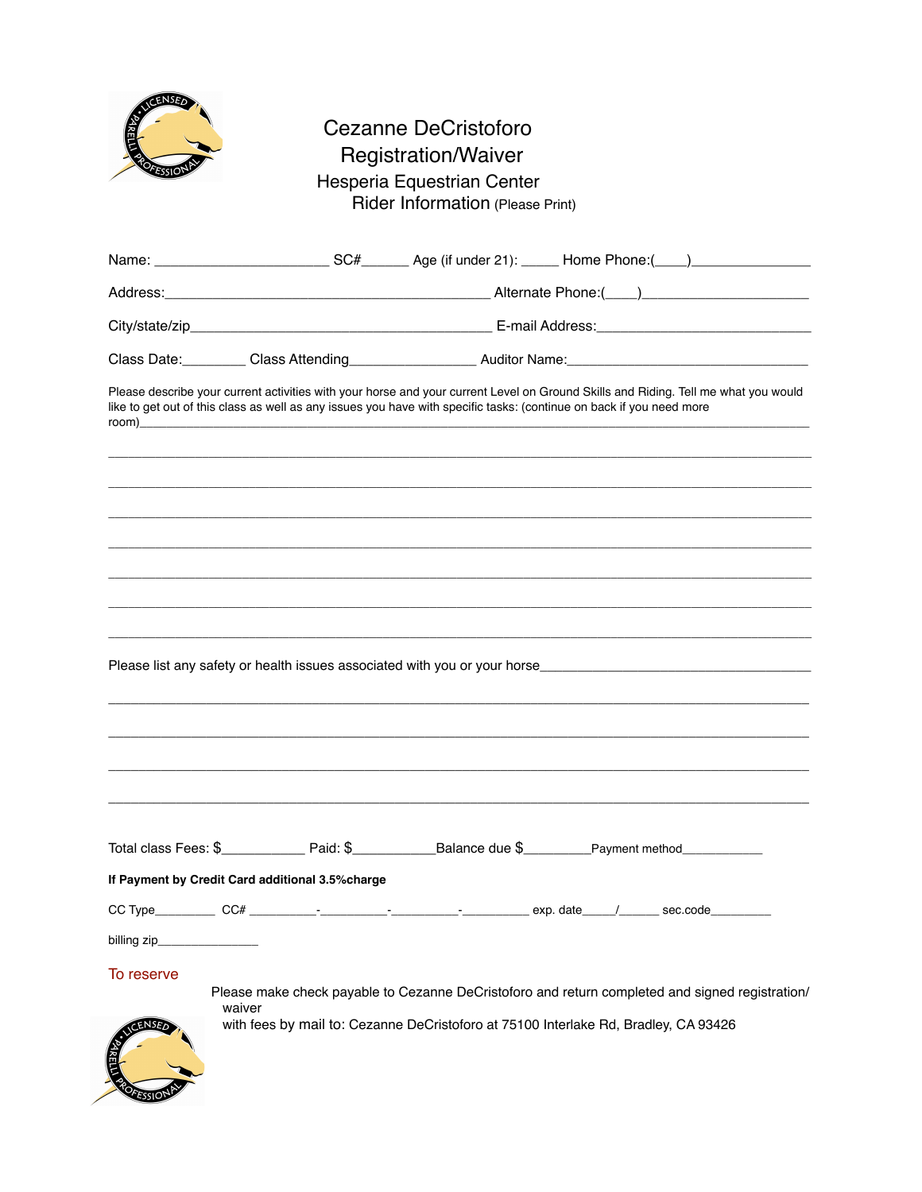# Cezanne DeCristoforo

## Registration/Waiver

### Hesperia Equestrian Center

### Rider Information (Please Print)

Name: ______________________ SC#______ Age (if under 21): _____ Home Phone:(____)________________

Address:__________________________________________ Alternate Phone:(____)_____________________

City/state/zip_______________________________________ E-mail Address:____________________________

Class Date:________ Class Attending________________ Auditor Name:________________________________

Please describe your current activities with your horse and your current Level on Ground Skills and Riding. Tell me what you would like to get out of this class as well as any issues you have with specific tasks: (continue on back if you need more room)_________________________________________________________________________________________

_____________________________________________________________________________________________

_____________________________________________________________________________________________

_____________________________________________________________________________________________

_____________________________________________________________________________________________

_____________________________________________________________________________________________

_____________________________________________________________________________________________

_____________________________________________________________________________________________

Please list any safety or health issues associated with you or your horse_____________________________________

_____________________________________________________________________________________________

_____________________________________________________________________________________________

_____________________________________________________________________________________________

_____________________________________________________________________________________________

Total class Fees: $___________ Paid: $___________Balance due $_________Payment method___________

**If Payment by Credit Card additional 3.5%charge**

CC Type_________ CC# __________-__________-__________-__________ exp. date_____/______ sec.code_________

billing zip________________

To reserve

Please make check payable to Cezanne DeCristoforo and return completed and signed registration/ waiver with fees by mail to: Cezanne DeCristoforo at 75100 Interlake Rd, Bradley, CA 93426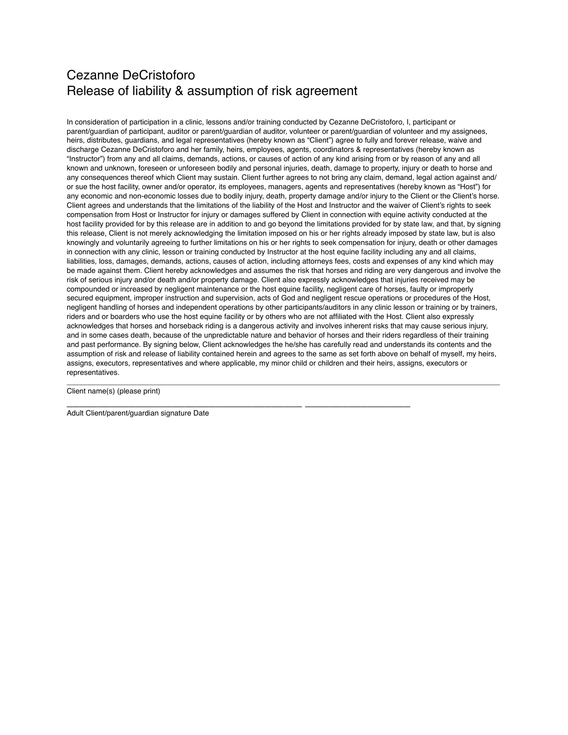# Cezanne DeCristoforo

## Release of liability & assumption of risk agreement

In consideration of participation in a clinic, lessons and/or training conducted by Cezanne DeCristoforo, I, participant or parent/guardian of participant, auditor or parent/guardian of auditor, volunteer or parent/guardian of volunteer and my assignees, heirs, distributes, guardians, and legal representatives (hereby known as "Client") agree to fully and forever release, waive and discharge Cezanne DeCristoforo and her family, heirs, employees, agents, coordinators & representatives (hereby known as "Instructor") from any and all claims, demands, actions, or causes of action of any kind arising from or by reason of any and all known and unknown, foreseen or unforeseen bodily and personal injuries, death, damage to property, injury or death to horse and any consequences thereof which Client may sustain. Client further agrees to not bring any claim, demand, legal action against and/or sue the host facility, owner and/or operator, its employees, managers, agents and representatives (hereby known as "Host") for any economic and non-economic losses due to bodily injury, death, property damage and/or injury to the Client or the Client's horse. Client agrees and understands that the limitations of the liability of the Host and Instructor and the waiver of Client's rights to seek compensation from Host or Instructor for injury or damages suffered by Client in connection with equine activity conducted at the host facility provided for by this release are in addition to and go beyond the limitations provided for by state law, and that, by signing this release, Client is not merely acknowledging the limitation imposed on his or her rights already imposed by state law, but is also knowingly and voluntarily agreeing to further limitations on his or her rights to seek compensation for injury, death or other damages in connection with any clinic, lesson or training conducted by Instructor at the host equine facility including any and all claims, liabilities, loss, damages, demands, actions, causes of action, including attorneys fees, costs and expenses of any kind which may be made against them. Client hereby acknowledges and assumes the risk that horses and riding are very dangerous and involve the risk of serious injury and/or death and/or property damage. Client also expressly acknowledges that injuries received may be compounded or increased by negligent maintenance or the host equine facility, negligent care of horses, faulty or improperly secured equipment, improper instruction and supervision, acts of God and negligent rescue operations or procedures of the Host, negligent handling of horses and independent operations by other participants/auditors in any clinic lesson or training or by trainers, riders and or boarders who use the host equine facility or by others who are not affiliated with the Host. Client also expressly acknowledges that horses and horseback riding is a dangerous activity and involves inherent risks that may cause serious injury, and in some cases death, because of the unpredictable nature and behavior of horses and their riders regardless of their training and past performance. By signing below, Client acknowledges the he/she has carefully read and understands its contents and the assumption of risk and release of liability contained herein and agrees to the same as set forth above on behalf of myself, my heirs, assigns, executors, representatives and where applicable, my minor child or children and their heirs, assigns, executors or representatives.

\_\_\_\_\_\_\_\_\_\_\_\_\_\_\_\_\_\_\_\_\_\_\_\_\_\_\_\_\_\_\_\_\_\_\_\_\_\_\_\_\_\_\_\_\_\_\_\_\_\_\_\_\_\_\_\_\_\_\_\_\_\_\_\_\_\_\_\_\_\_\_\_\_\_\_\_\_\_

Client name(s) (please print)

\_\_\_\_\_\_\_\_\_\_\_\_\_\_\_\_\_\_\_\_\_\_\_\_\_\_\_\_\_\_\_\_\_\_\_\_\_\_\_\_\_\_\_\_\_\_\_\_ \_\_\_\_\_\_\_\_\_\_\_\_\_\_\_\_\_\_\_\_\_\_\_\_\_

Adult Client/parent/guardian signature Date